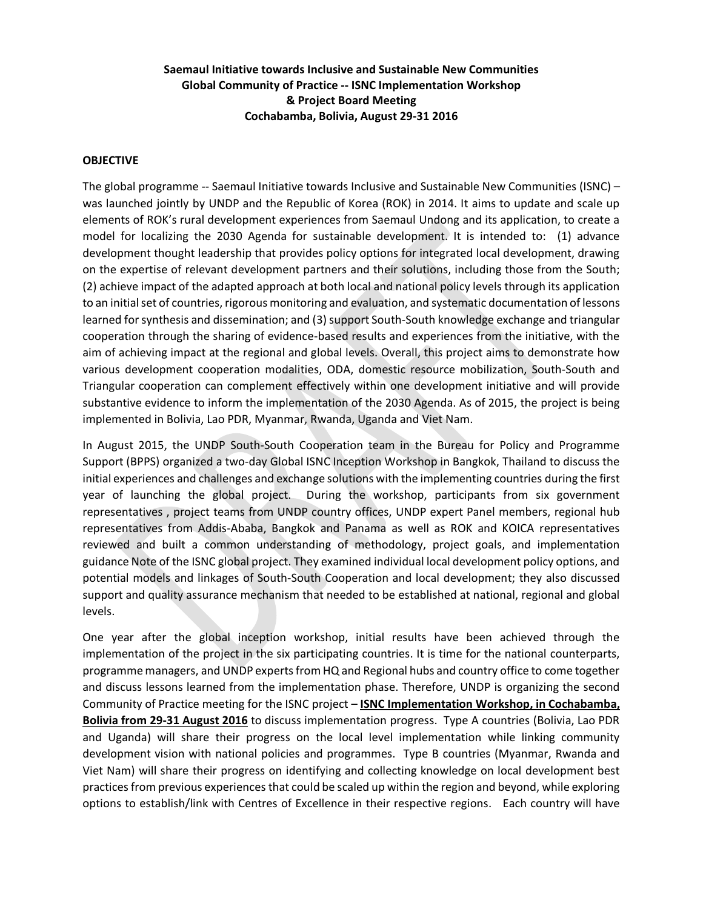**Saemaul Initiative towards Inclusive and Sustainable New Communities**
**Global Community of Practice -- ISNC Implementation Workshop**
**& Project Board Meeting**
**Cochabamba, Bolivia, August 29-31 2016**

## OBJECTIVE

The global programme -- Saemaul Initiative towards Inclusive and Sustainable New Communities (ISNC) – was launched jointly by UNDP and the Republic of Korea (ROK) in 2014. It aims to update and scale up elements of ROK's rural development experiences from Saemaul Undong and its application, to create a model for localizing the 2030 Agenda for sustainable development. It is intended to: (1) advance development thought leadership that provides policy options for integrated local development, drawing on the expertise of relevant development partners and their solutions, including those from the South; (2) achieve impact of the adapted approach at both local and national policy levels through its application to an initial set of countries, rigorous monitoring and evaluation, and systematic documentation of lessons learned for synthesis and dissemination; and (3) support South-South knowledge exchange and triangular cooperation through the sharing of evidence-based results and experiences from the initiative, with the aim of achieving impact at the regional and global levels. Overall, this project aims to demonstrate how various development cooperation modalities, ODA, domestic resource mobilization, South-South and Triangular cooperation can complement effectively within one development initiative and will provide substantive evidence to inform the implementation of the 2030 Agenda. As of 2015, the project is being implemented in Bolivia, Lao PDR, Myanmar, Rwanda, Uganda and Viet Nam.

In August 2015, the UNDP South-South Cooperation team in the Bureau for Policy and Programme Support (BPPS) organized a two-day Global ISNC Inception Workshop in Bangkok, Thailand to discuss the initial experiences and challenges and exchange solutions with the implementing countries during the first year of launching the global project. During the workshop, participants from six government representatives , project teams from UNDP country offices, UNDP expert Panel members, regional hub representatives from Addis-Ababa, Bangkok and Panama as well as ROK and KOICA representatives reviewed and built a common understanding of methodology, project goals, and implementation guidance Note of the ISNC global project. They examined individual local development policy options, and potential models and linkages of South-South Cooperation and local development; they also discussed support and quality assurance mechanism that needed to be established at national, regional and global levels.

One year after the global inception workshop, initial results have been achieved through the implementation of the project in the six participating countries. It is time for the national counterparts, programme managers, and UNDP experts from HQ and Regional hubs and country office to come together and discuss lessons learned from the implementation phase. Therefore, UNDP is organizing the second Community of Practice meeting for the ISNC project – **ISNC Implementation Workshop, in Cochabamba, Bolivia from 29-31 August 2016** to discuss implementation progress. Type A countries (Bolivia, Lao PDR and Uganda) will share their progress on the local level implementation while linking community development vision with national policies and programmes. Type B countries (Myanmar, Rwanda and Viet Nam) will share their progress on identifying and collecting knowledge on local development best practices from previous experiences that could be scaled up within the region and beyond, while exploring options to establish/link with Centres of Excellence in their respective regions. Each country will have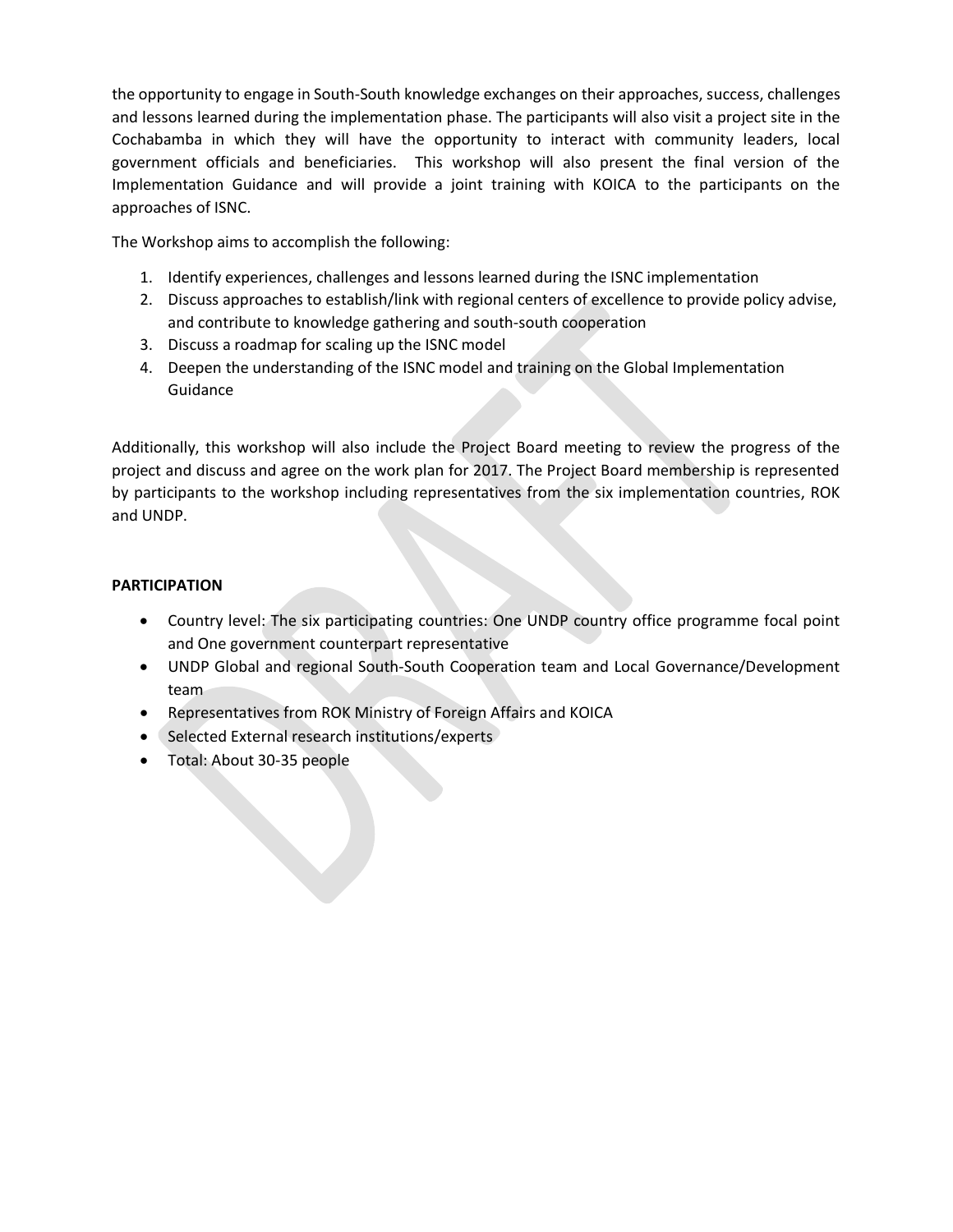the opportunity to engage in South-South knowledge exchanges on their approaches, success, challenges and lessons learned during the implementation phase. The participants will also visit a project site in the Cochabamba in which they will have the opportunity to interact with community leaders, local government officials and beneficiaries. This workshop will also present the final version of the Implementation Guidance and will provide a joint training with KOICA to the participants on the approaches of ISNC.

The Workshop aims to accomplish the following:

1. Identify experiences, challenges and lessons learned during the ISNC implementation
2. Discuss approaches to establish/link with regional centers of excellence to provide policy advise, and contribute to knowledge gathering and south-south cooperation
3. Discuss a roadmap for scaling up the ISNC model
4. Deepen the understanding of the ISNC model and training on the Global Implementation Guidance

Additionally, this workshop will also include the Project Board meeting to review the progress of the project and discuss and agree on the work plan for 2017. The Project Board membership is represented by participants to the workshop including representatives from the six implementation countries, ROK and UNDP.

**PARTICIPATION**

- Country level: The six participating countries: One UNDP country office programme focal point and One government counterpart representative
- UNDP Global and regional South-South Cooperation team and Local Governance/Development team
- Representatives from ROK Ministry of Foreign Affairs and KOICA
- Selected External research institutions/experts
- Total: About 30-35 people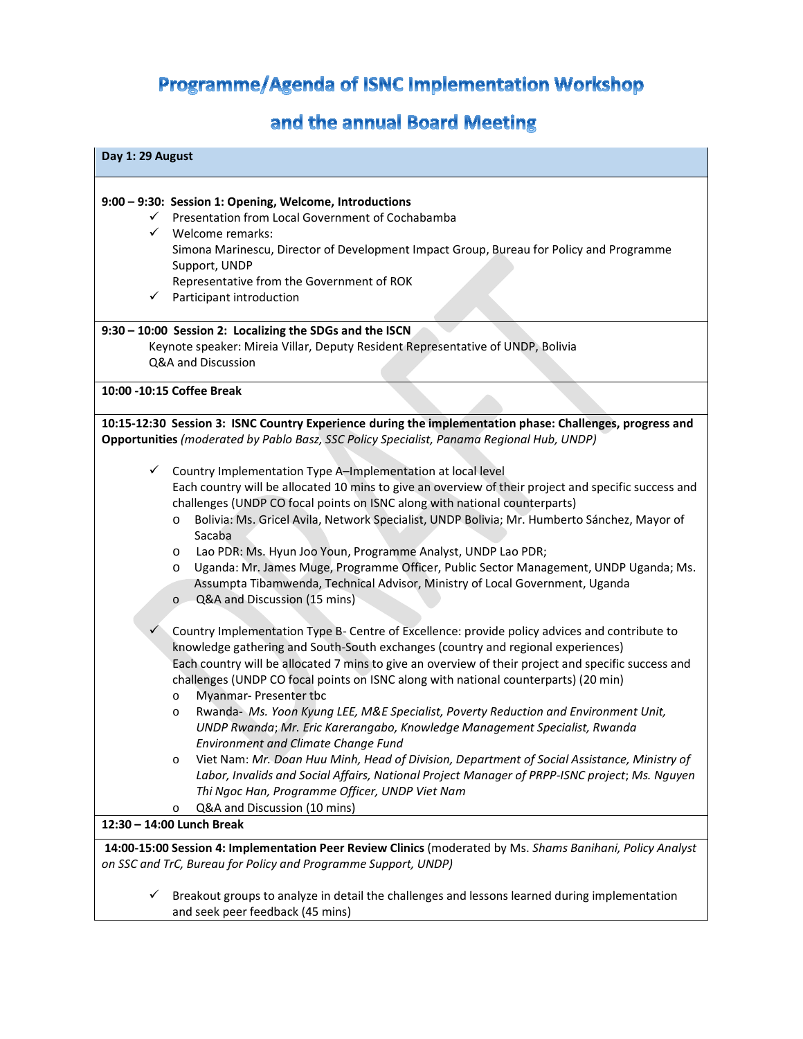# Programme/Agenda of ISNC Implementation Workshop

# and the annual Board Meeting

**Day 1: 29 August**

**9:00 – 9:30: Session 1: Opening, Welcome, Introductions**

- ✓ Presentation from Local Government of Cochabamba
- ✓ Welcome remarks:
  Simona Marinescu, Director of Development Impact Group, Bureau for Policy and Programme Support, UNDP
  Representative from the Government of ROK
- ✓ Participant introduction

**9:30 – 10:00 Session 2: Localizing the SDGs and the ISCN**

Keynote speaker: Mireia Villar, Deputy Resident Representative of UNDP, Bolivia
Q&A and Discussion

**10:00 -10:15 Coffee Break**

**10:15-12:30 Session 3: ISNC Country Experience during the implementation phase: Challenges, progress and Opportunities** *(moderated by Pablo Basz, SSC Policy Specialist, Panama Regional Hub, UNDP)*

- ✓ Country Implementation Type A–Implementation at local level
  Each country will be allocated 10 mins to give an overview of their project and specific success and challenges (UNDP CO focal points on ISNC along with national counterparts)
  - o Bolivia: Ms. Gricel Avila, Network Specialist, UNDP Bolivia; Mr. Humberto Sánchez, Mayor of Sacaba
  - o Lao PDR: Ms. Hyun Joo Youn, Programme Analyst, UNDP Lao PDR;
  - o Uganda: Mr. James Muge, Programme Officer, Public Sector Management, UNDP Uganda; Ms. Assumpta Tibamwenda, Technical Advisor, Ministry of Local Government, Uganda
  - o Q&A and Discussion (15 mins)

- ✓ Country Implementation Type B- Centre of Excellence: provide policy advices and contribute to knowledge gathering and South-South exchanges (country and regional experiences)
  Each country will be allocated 7 mins to give an overview of their project and specific success and challenges (UNDP CO focal points on ISNC along with national counterparts) (20 min)
  - o Myanmar- Presenter tbc
  - o Rwanda- *Ms. Yoon Kyung LEE, M&E Specialist, Poverty Reduction and Environment Unit, UNDP Rwanda*; *Mr. Eric Karerangabo, Knowledge Management Specialist, Rwanda Environment and Climate Change Fund*
  - o Viet Nam: *Mr. Doan Huu Minh, Head of Division, Department of Social Assistance, Ministry of Labor, Invalids and Social Affairs, National Project Manager of PRPP-ISNC project*; *Ms. Nguyen Thi Ngoc Han, Programme Officer, UNDP Viet Nam*
  - o Q&A and Discussion (10 mins)

**12:30 – 14:00 Lunch Break**

**14:00-15:00 Session 4: Implementation Peer Review Clinics** (moderated by Ms. *Shams Banihani, Policy Analyst on SSC and TrC, Bureau for Policy and Programme Support, UNDP)*

- ✓ Breakout groups to analyze in detail the challenges and lessons learned during implementation and seek peer feedback (45 mins)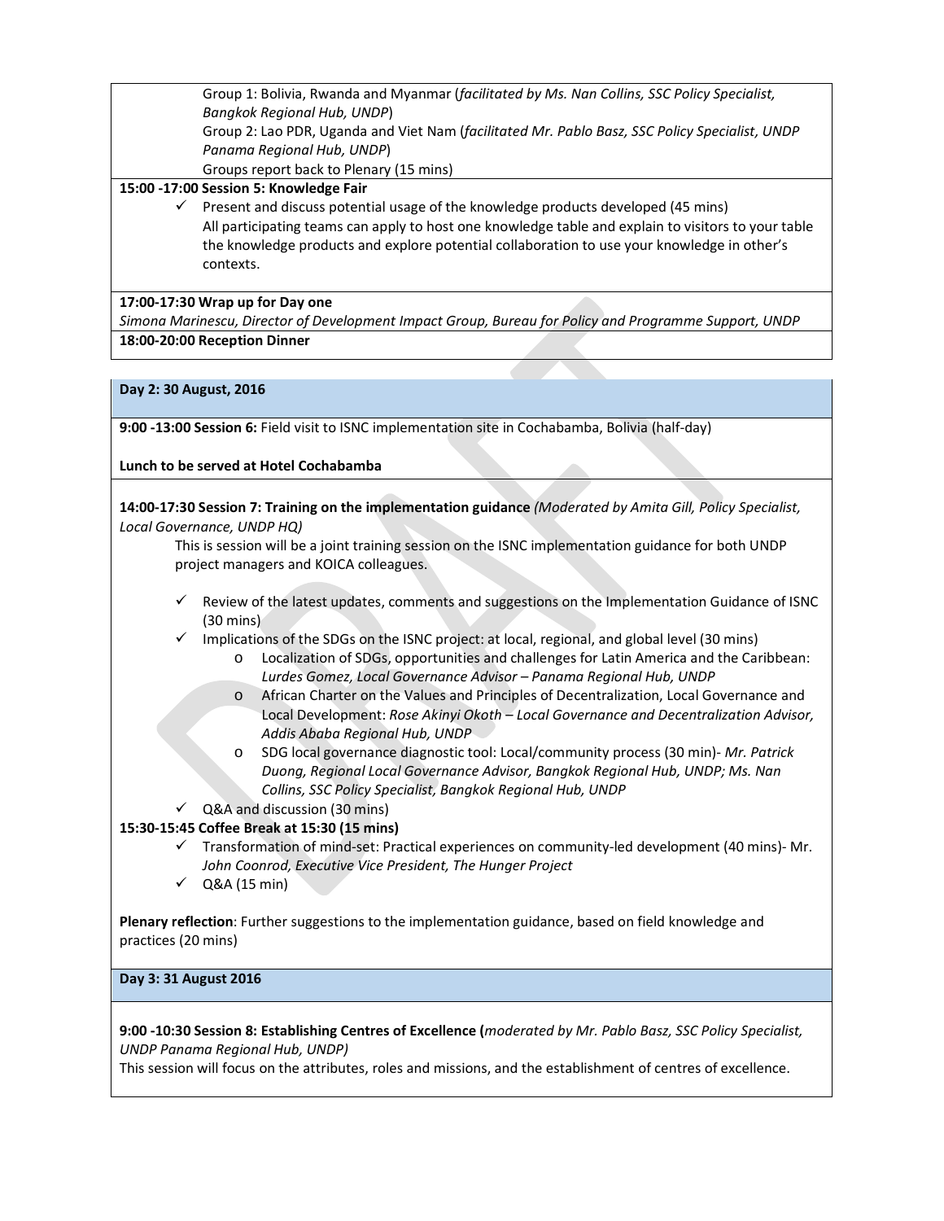Group 1: Bolivia, Rwanda and Myanmar (*facilitated by Ms. Nan Collins, SSC Policy Specialist, Bangkok Regional Hub, UNDP*)
Group 2: Lao PDR, Uganda and Viet Nam (*facilitated Mr. Pablo Basz, SSC Policy Specialist, UNDP Panama Regional Hub, UNDP*)
Groups report back to Plenary (15 mins)

**15:00 -17:00 Session 5: Knowledge Fair**

- ✓ Present and discuss potential usage of the knowledge products developed (45 mins)
  All participating teams can apply to host one knowledge table and explain to visitors to your table the knowledge products and explore potential collaboration to use your knowledge in other's contexts.

**17:00-17:30 Wrap up for Day one**
*Simona Marinescu, Director of Development Impact Group, Bureau for Policy and Programme Support, UNDP*

**18:00-20:00 Reception Dinner**

**Day 2: 30 August, 2016**

**9:00 -13:00 Session 6:** Field visit to ISNC implementation site in Cochabamba, Bolivia (half-day)

**Lunch to be served at Hotel Cochabamba**

**14:00-17:30 Session 7: Training on the implementation guidance** *(Moderated by Amita Gill, Policy Specialist, Local Governance, UNDP HQ)*

This is session will be a joint training session on the ISNC implementation guidance for both UNDP project managers and KOICA colleagues.

- ✓ Review of the latest updates, comments and suggestions on the Implementation Guidance of ISNC (30 mins)
- ✓ Implications of the SDGs on the ISNC project: at local, regional, and global level (30 mins)
  - o Localization of SDGs, opportunities and challenges for Latin America and the Caribbean: *Lurdes Gomez, Local Governance Advisor – Panama Regional Hub, UNDP*
  - o African Charter on the Values and Principles of Decentralization, Local Governance and Local Development: *Rose Akinyi Okoth – Local Governance and Decentralization Advisor, Addis Ababa Regional Hub, UNDP*
  - o SDG local governance diagnostic tool: Local/community process (30 min)- *Mr. Patrick Duong, Regional Local Governance Advisor, Bangkok Regional Hub, UNDP; Ms. Nan Collins, SSC Policy Specialist, Bangkok Regional Hub, UNDP*
- ✓ Q&A and discussion (30 mins)

**15:30-15:45 Coffee Break at 15:30 (15 mins)**

- ✓ Transformation of mind-set: Practical experiences on community-led development (40 mins)- Mr. *John Coonrod, Executive Vice President, The Hunger Project*
- ✓ Q&A (15 min)

**Plenary reflection**: Further suggestions to the implementation guidance, based on field knowledge and practices (20 mins)

**Day 3: 31 August 2016**

**9:00 -10:30 Session 8: Establishing Centres of Excellence (***moderated by Mr. Pablo Basz, SSC Policy Specialist, UNDP Panama Regional Hub, UNDP)*

This session will focus on the attributes, roles and missions, and the establishment of centres of excellence.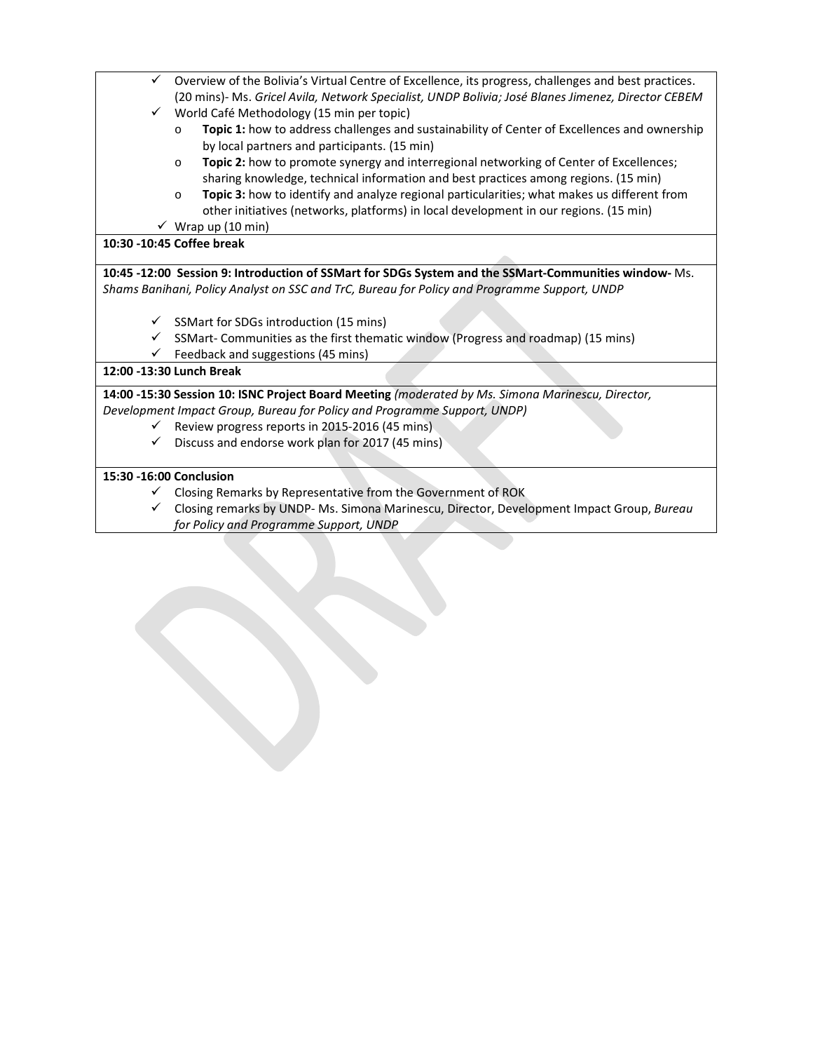- ✓ Overview of the Bolivia's Virtual Centre of Excellence, its progress, challenges and best practices. (20 mins)- Ms. *Gricel Avila, Network Specialist, UNDP Bolivia; José Blanes Jimenez, Director CEBEM*
- ✓ World Café Methodology (15 min per topic)
  - **Topic 1:** how to address challenges and sustainability of Center of Excellences and ownership by local partners and participants. (15 min)
  - **Topic 2:** how to promote synergy and interregional networking of Center of Excellences; sharing knowledge, technical information and best practices among regions. (15 min)
  - **Topic 3:** how to identify and analyze regional particularities; what makes us different from other initiatives (networks, platforms) in local development in our regions. (15 min)
- ✓ Wrap up (10 min)

**10:30 -10:45 Coffee break**

**10:45 -12:00 Session 9: Introduction of SSMart for SDGs System and the SSMart-Communities window-** Ms. *Shams Banihani, Policy Analyst on SSC and TrC, Bureau for Policy and Programme Support, UNDP*

- ✓ SSMart for SDGs introduction (15 mins)
- ✓ SSMart- Communities as the first thematic window (Progress and roadmap) (15 mins)
- ✓ Feedback and suggestions (45 mins)

**12:00 -13:30 Lunch Break**

**14:00 -15:30 Session 10: ISNC Project Board Meeting** *(moderated by Ms. Simona Marinescu, Director, Development Impact Group, Bureau for Policy and Programme Support, UNDP)*

- ✓ Review progress reports in 2015-2016 (45 mins)
- ✓ Discuss and endorse work plan for 2017 (45 mins)

**15:30 -16:00 Conclusion**

- ✓ Closing Remarks by Representative from the Government of ROK
- ✓ Closing remarks by UNDP- Ms. Simona Marinescu, Director, Development Impact Group, *Bureau for Policy and Programme Support, UNDP*